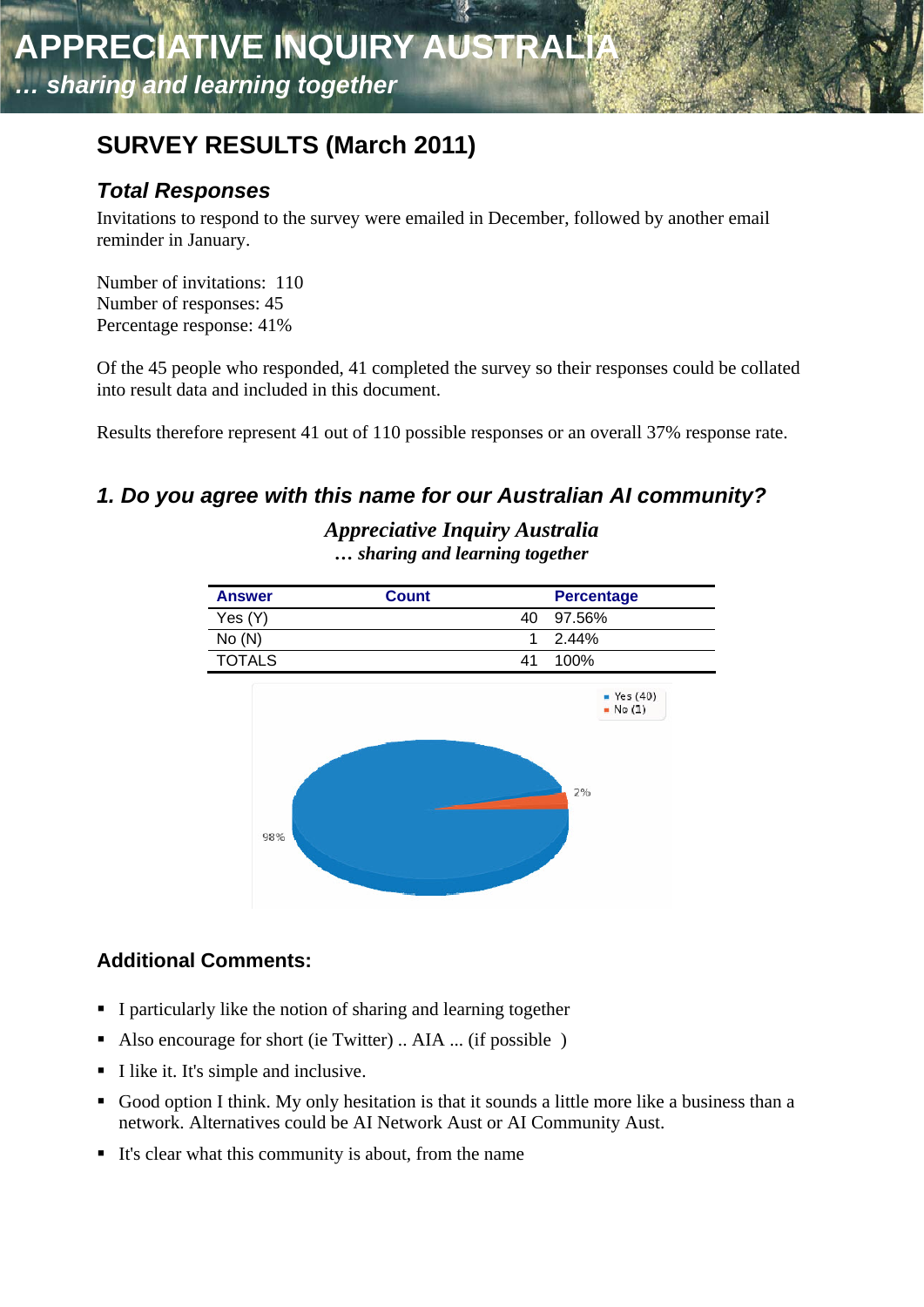# APPRECIATIVE INQUIRY AUSTRALIA

*… sharing and learning together*

## SURVEY RESULTS (March 2011)

### *Total Responses*

Invitations to respond to the survey were emailed in December, followed by another email reminder in January.

Number of invitations: 110
Number of responses: 45
Percentage response: 41%

Of the 45 people who responded, 41 completed the survey so their responses could be collated into result data and included in this document.

Results therefore represent 41 out of 110 possible responses or an overall 37% response rate.

### *1. Do you agree with this name for our Australian AI community?*

***Appreciative Inquiry Australia***
***… sharing and learning together***

| Answer | Count | Percentage |
|---|---|---|
| Yes (Y) | 40 | 97.56% |
| No (N) | 1 | 2.44% |
| TOTALS | 41 | 100% |

### Additional Comments:

- I particularly like the notion of sharing and learning together
- Also encourage for short (ie Twitter) .. AIA ... (if possible )
- I like it. It's simple and inclusive.
- Good option I think. My only hesitation is that it sounds a little more like a business than a network. Alternatives could be AI Network Aust or AI Community Aust.
- It's clear what this community is about, from the name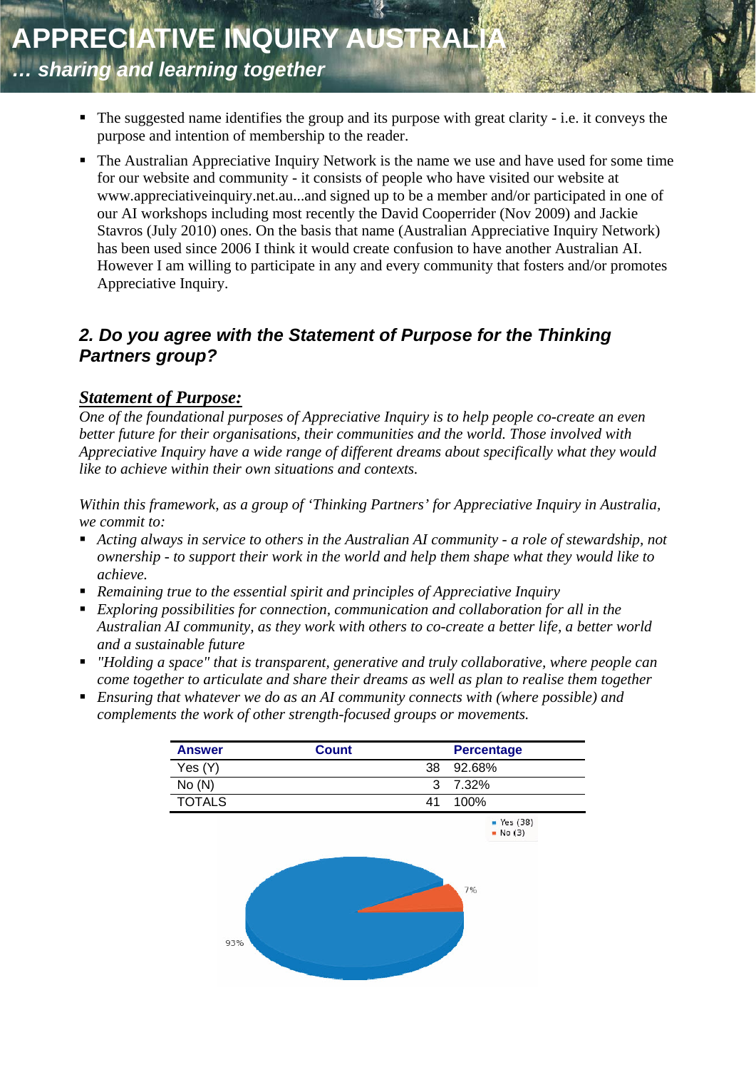- The suggested name identifies the group and its purpose with great clarity - i.e. it conveys the purpose and intention of membership to the reader.
- The Australian Appreciative Inquiry Network is the name we use and have used for some time for our website and community - it consists of people who have visited our website at www.appreciativeinquiry.net.au...and signed up to be a member and/or participated in one of our AI workshops including most recently the David Cooperrider (Nov 2009) and Jackie Stavros (July 2010) ones. On the basis that name (Australian Appreciative Inquiry Network) has been used since 2006 I think it would create confusion to have another Australian AI. However I am willing to participate in any and every community that fosters and/or promotes Appreciative Inquiry.

## *2. Do you agree with the Statement of Purpose for the Thinking Partners group?*

***Statement of Purpose:***

*One of the foundational purposes of Appreciative Inquiry is to help people co-create an even better future for their organisations, their communities and the world. Those involved with Appreciative Inquiry have a wide range of different dreams about specifically what they would like to achieve within their own situations and contexts.*

*Within this framework, as a group of 'Thinking Partners' for Appreciative Inquiry in Australia, we commit to:*

- *Acting always in service to others in the Australian AI community - a role of stewardship, not ownership - to support their work in the world and help them shape what they would like to achieve.*
- *Remaining true to the essential spirit and principles of Appreciative Inquiry*
- *Exploring possibilities for connection, communication and collaboration for all in the Australian AI community, as they work with others to co-create a better life, a better world and a sustainable future*
- *"Holding a space" that is transparent, generative and truly collaborative, where people can come together to articulate and share their dreams as well as plan to realise them together*
- *Ensuring that whatever we do as an AI community connects with (where possible) and complements the work of other strength-focused groups or movements.*

| Answer | Count | Percentage |
|---|---|---|
| Yes (Y) | 38 | 92.68% |
| No (N) | 3 | 7.32% |
| TOTALS | 41 | 100% |

Yes (38)
No (3)

7%

93%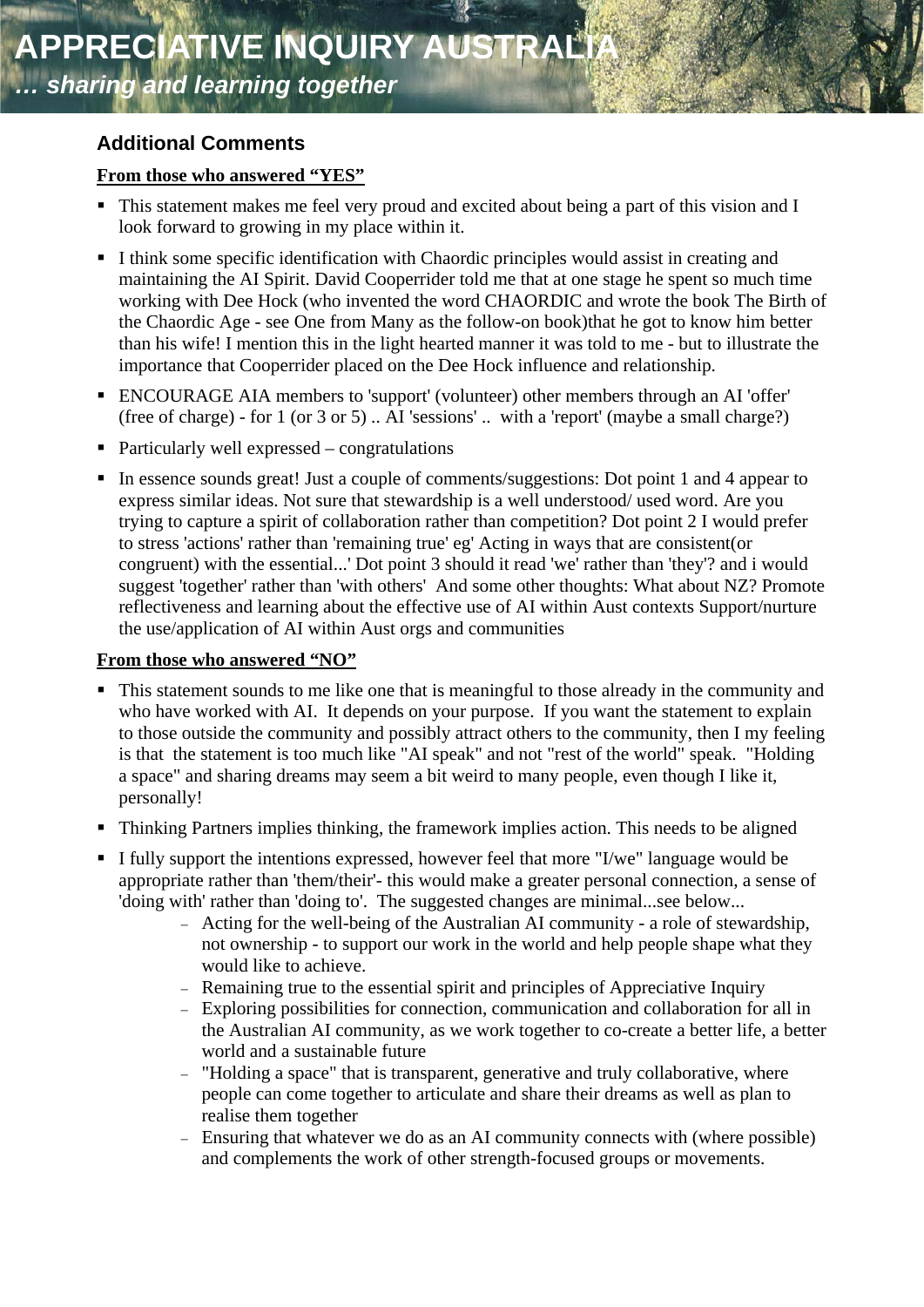## Additional Comments

**From those who answered "YES"**

- This statement makes me feel very proud and excited about being a part of this vision and I look forward to growing in my place within it.
- I think some specific identification with Chaordic principles would assist in creating and maintaining the AI Spirit. David Cooperrider told me that at one stage he spent so much time working with Dee Hock (who invented the word CHAORDIC and wrote the book The Birth of the Chaordic Age - see One from Many as the follow-on book)that he got to know him better than his wife! I mention this in the light hearted manner it was told to me - but to illustrate the importance that Cooperrider placed on the Dee Hock influence and relationship.
- ENCOURAGE AIA members to 'support' (volunteer) other members through an AI 'offer' (free of charge) - for 1 (or 3 or 5) .. AI 'sessions' .. with a 'report' (maybe a small charge?)
- Particularly well expressed – congratulations
- In essence sounds great! Just a couple of comments/suggestions: Dot point 1 and 4 appear to express similar ideas. Not sure that stewardship is a well understood/ used word. Are you trying to capture a spirit of collaboration rather than competition? Dot point 2 I would prefer to stress 'actions' rather than 'remaining true' eg' Acting in ways that are consistent(or congruent) with the essential...' Dot point 3 should it read 'we' rather than 'they'? and i would suggest 'together' rather than 'with others' And some other thoughts: What about NZ? Promote reflectiveness and learning about the effective use of AI within Aust contexts Support/nurture the use/application of AI within Aust orgs and communities

**From those who answered "NO"**

- This statement sounds to me like one that is meaningful to those already in the community and who have worked with AI. It depends on your purpose. If you want the statement to explain to those outside the community and possibly attract others to the community, then I my feeling is that the statement is too much like "AI speak" and not "rest of the world" speak. "Holding a space" and sharing dreams may seem a bit weird to many people, even though I like it, personally!
- Thinking Partners implies thinking, the framework implies action. This needs to be aligned
- I fully support the intentions expressed, however feel that more "I/we" language would be appropriate rather than 'them/their'- this would make a greater personal connection, a sense of 'doing with' rather than 'doing to'. The suggested changes are minimal...see below...
  - Acting for the well-being of the Australian AI community - a role of stewardship, not ownership - to support our work in the world and help people shape what they would like to achieve.
  - Remaining true to the essential spirit and principles of Appreciative Inquiry
  - Exploring possibilities for connection, communication and collaboration for all in the Australian AI community, as we work together to co-create a better life, a better world and a sustainable future
  - "Holding a space" that is transparent, generative and truly collaborative, where people can come together to articulate and share their dreams as well as plan to realise them together
  - Ensuring that whatever we do as an AI community connects with (where possible) and complements the work of other strength-focused groups or movements.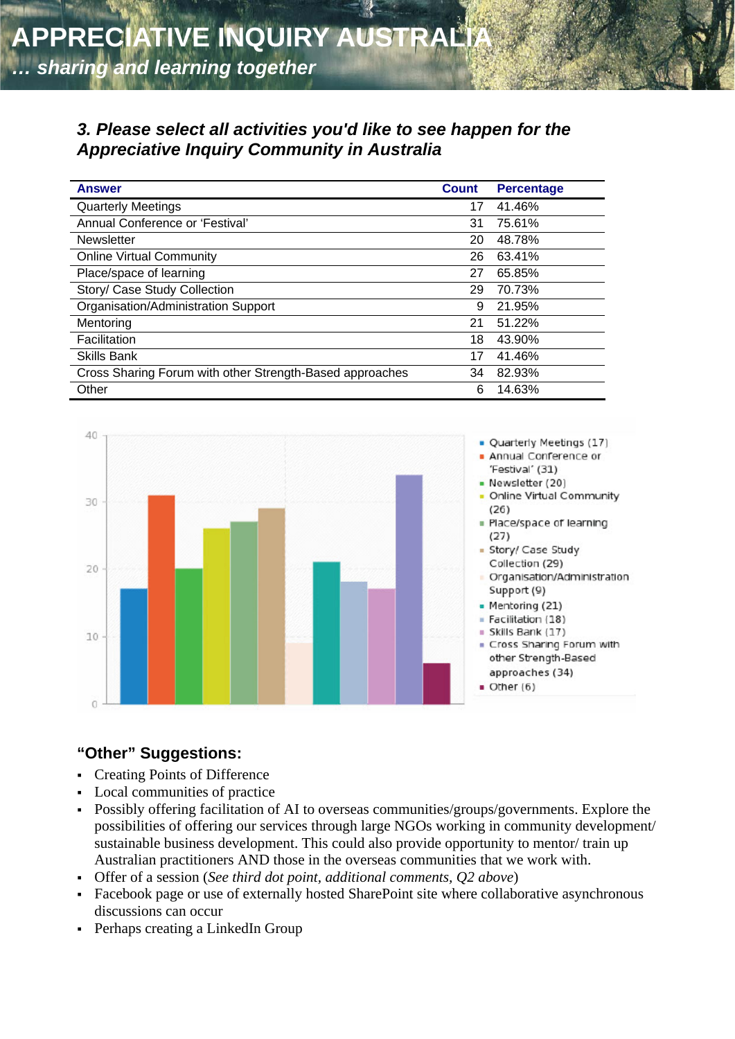### 3. Please select all activities you'd like to see happen for the Appreciative Inquiry Community in Australia

| Answer | Count | Percentage |
|---|---|---|
| Quarterly Meetings | 17 | 41.46% |
| Annual Conference or 'Festival' | 31 | 75.61% |
| Newsletter | 20 | 48.78% |
| Online Virtual Community | 26 | 63.41% |
| Place/space of learning | 27 | 65.85% |
| Story/ Case Study Collection | 29 | 70.73% |
| Organisation/Administration Support | 9 | 21.95% |
| Mentoring | 21 | 51.22% |
| Facilitation | 18 | 43.90% |
| Skills Bank | 17 | 41.46% |
| Cross Sharing Forum with other Strength-Based approaches | 34 | 82.93% |
| Other | 6 | 14.63% |

## "Other" Suggestions:

- Creating Points of Difference
- Local communities of practice
- Possibly offering facilitation of AI to overseas communities/groups/governments. Explore the possibilities of offering our services through large NGOs working in community development/ sustainable business development. This could also provide opportunity to mentor/ train up Australian practitioners AND those in the overseas communities that we work with.
- Offer of a session (*See third dot point, additional comments, Q2 above*)
- Facebook page or use of externally hosted SharePoint site where collaborative asynchronous discussions can occur
- Perhaps creating a LinkedIn Group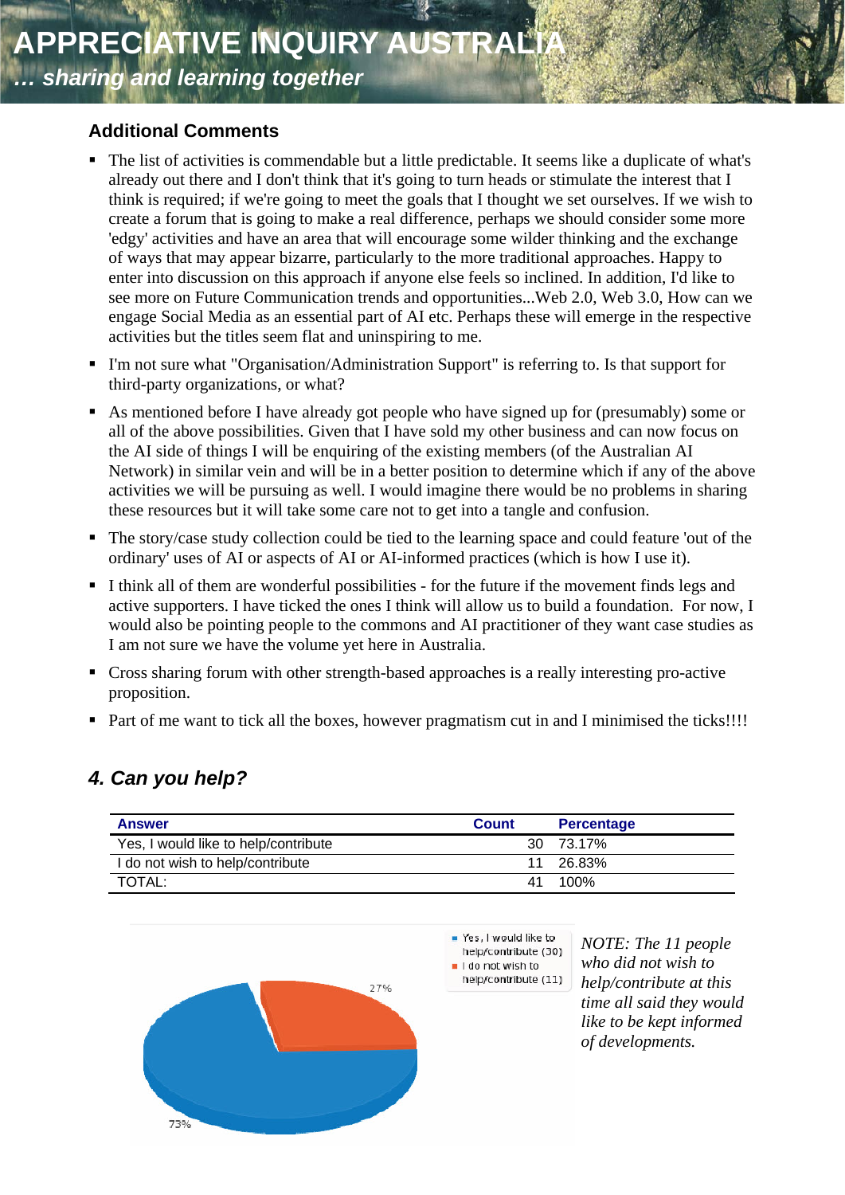### Additional Comments

- The list of activities is commendable but a little predictable. It seems like a duplicate of what's already out there and I don't think that it's going to turn heads or stimulate the interest that I think is required; if we're going to meet the goals that I thought we set ourselves. If we wish to create a forum that is going to make a real difference, perhaps we should consider some more 'edgy' activities and have an area that will encourage some wilder thinking and the exchange of ways that may appear bizarre, particularly to the more traditional approaches. Happy to enter into discussion on this approach if anyone else feels so inclined. In addition, I'd like to see more on Future Communication trends and opportunities...Web 2.0, Web 3.0, How can we engage Social Media as an essential part of AI etc. Perhaps these will emerge in the respective activities but the titles seem flat and uninspiring to me.
- I'm not sure what "Organisation/Administration Support" is referring to. Is that support for third-party organizations, or what?
- As mentioned before I have already got people who have signed up for (presumably) some or all of the above possibilities. Given that I have sold my other business and can now focus on the AI side of things I will be enquiring of the existing members (of the Australian AI Network) in similar vein and will be in a better position to determine which if any of the above activities we will be pursuing as well. I would imagine there would be no problems in sharing these resources but it will take some care not to get into a tangle and confusion.
- The story/case study collection could be tied to the learning space and could feature 'out of the ordinary' uses of AI or aspects of AI or AI-informed practices (which is how I use it).
- I think all of them are wonderful possibilities - for the future if the movement finds legs and active supporters. I have ticked the ones I think will allow us to build a foundation. For now, I would also be pointing people to the commons and AI practitioner of they want case studies as I am not sure we have the volume yet here in Australia.
- Cross sharing forum with other strength-based approaches is a really interesting pro-active proposition.
- Part of me want to tick all the boxes, however pragmatism cut in and I minimised the ticks!!!!

## *4. Can you help?*

| Answer | Count | Percentage |
|---|---|---|
| Yes, I would like to help/contribute | 30 | 73.17% |
| I do not wish to help/contribute | 11 | 26.83% |
| TOTAL: | 41 | 100% |

*NOTE: The 11 people who did not wish to help/contribute at this time all said they would like to be kept informed of developments.*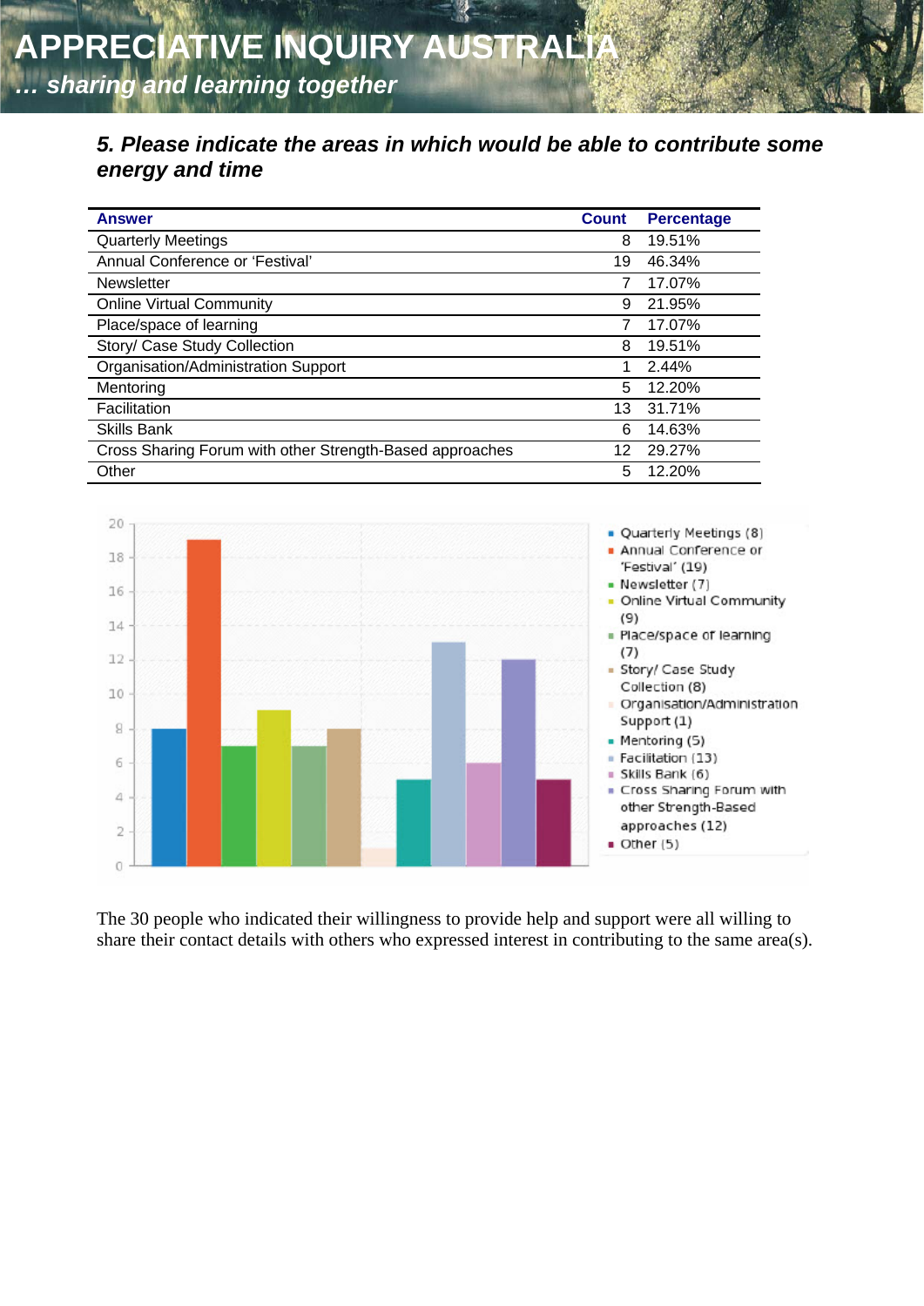### *5. Please indicate the areas in which would be able to contribute some energy and time*

| Answer | Count | Percentage |
|---|---|---|
| Quarterly Meetings | 8 | 19.51% |
| Annual Conference or 'Festival' | 19 | 46.34% |
| Newsletter | 7 | 17.07% |
| Online Virtual Community | 9 | 21.95% |
| Place/space of learning | 7 | 17.07% |
| Story/ Case Study Collection | 8 | 19.51% |
| Organisation/Administration Support | 1 | 2.44% |
| Mentoring | 5 | 12.20% |
| Facilitation | 13 | 31.71% |
| Skills Bank | 6 | 14.63% |
| Cross Sharing Forum with other Strength-Based approaches | 12 | 29.27% |
| Other | 5 | 12.20% |

The 30 people who indicated their willingness to provide help and support were all willing to share their contact details with others who expressed interest in contributing to the same area(s).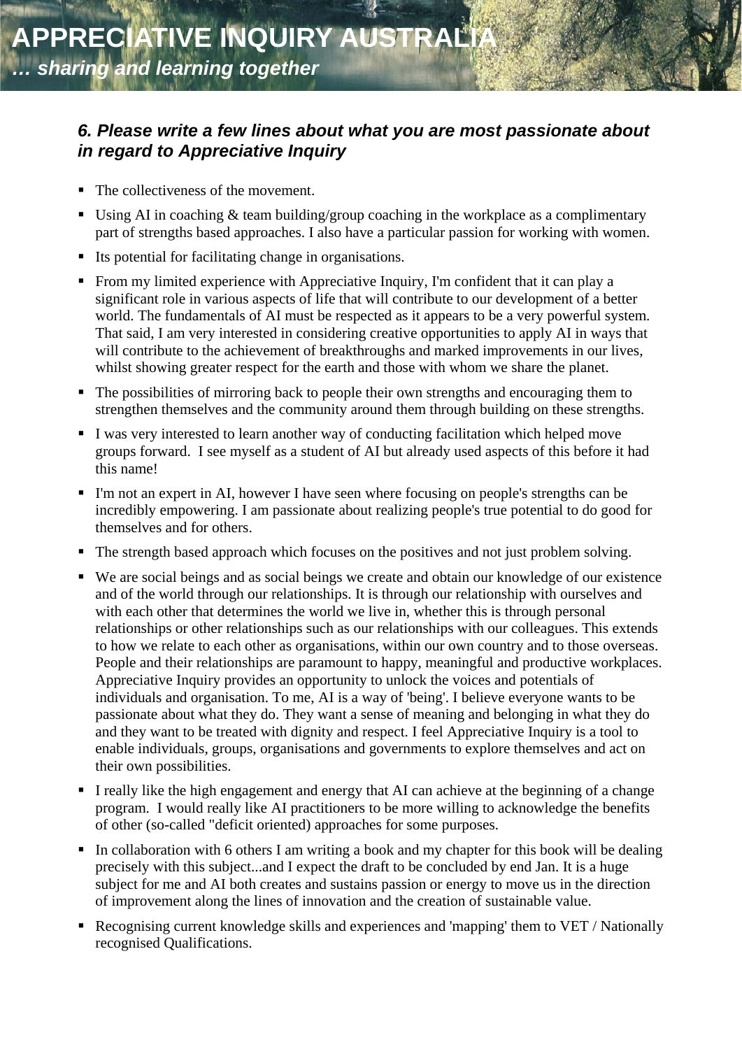### *6. Please write a few lines about what you are most passionate about in regard to Appreciative Inquiry*

- The collectiveness of the movement.
- Using AI in coaching & team building/group coaching in the workplace as a complimentary part of strengths based approaches. I also have a particular passion for working with women.
- Its potential for facilitating change in organisations.
- From my limited experience with Appreciative Inquiry, I'm confident that it can play a significant role in various aspects of life that will contribute to our development of a better world. The fundamentals of AI must be respected as it appears to be a very powerful system. That said, I am very interested in considering creative opportunities to apply AI in ways that will contribute to the achievement of breakthroughs and marked improvements in our lives, whilst showing greater respect for the earth and those with whom we share the planet.
- The possibilities of mirroring back to people their own strengths and encouraging them to strengthen themselves and the community around them through building on these strengths.
- I was very interested to learn another way of conducting facilitation which helped move groups forward. I see myself as a student of AI but already used aspects of this before it had this name!
- I'm not an expert in AI, however I have seen where focusing on people's strengths can be incredibly empowering. I am passionate about realizing people's true potential to do good for themselves and for others.
- The strength based approach which focuses on the positives and not just problem solving.
- We are social beings and as social beings we create and obtain our knowledge of our existence and of the world through our relationships. It is through our relationship with ourselves and with each other that determines the world we live in, whether this is through personal relationships or other relationships such as our relationships with our colleagues. This extends to how we relate to each other as organisations, within our own country and to those overseas. People and their relationships are paramount to happy, meaningful and productive workplaces. Appreciative Inquiry provides an opportunity to unlock the voices and potentials of individuals and organisation. To me, AI is a way of 'being'. I believe everyone wants to be passionate about what they do. They want a sense of meaning and belonging in what they do and they want to be treated with dignity and respect. I feel Appreciative Inquiry is a tool to enable individuals, groups, organisations and governments to explore themselves and act on their own possibilities.
- I really like the high engagement and energy that AI can achieve at the beginning of a change program. I would really like AI practitioners to be more willing to acknowledge the benefits of other (so-called "deficit oriented) approaches for some purposes.
- In collaboration with 6 others I am writing a book and my chapter for this book will be dealing precisely with this subject...and I expect the draft to be concluded by end Jan. It is a huge subject for me and AI both creates and sustains passion or energy to move us in the direction of improvement along the lines of innovation and the creation of sustainable value.
- Recognising current knowledge skills and experiences and 'mapping' them to VET / Nationally recognised Qualifications.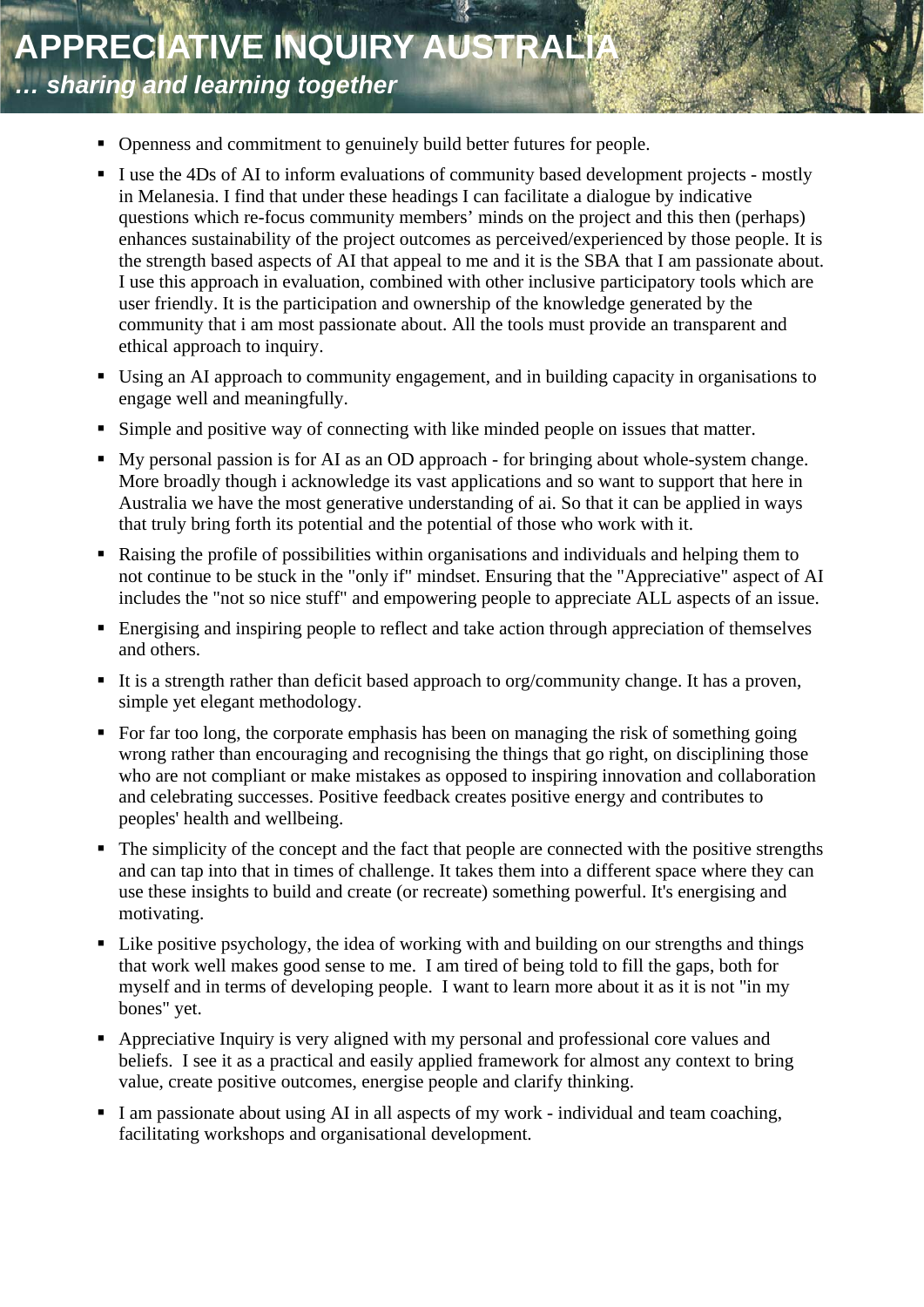- Openness and commitment to genuinely build better futures for people.
- I use the 4Ds of AI to inform evaluations of community based development projects - mostly in Melanesia. I find that under these headings I can facilitate a dialogue by indicative questions which re-focus community members' minds on the project and this then (perhaps) enhances sustainability of the project outcomes as perceived/experienced by those people. It is the strength based aspects of AI that appeal to me and it is the SBA that I am passionate about. I use this approach in evaluation, combined with other inclusive participatory tools which are user friendly. It is the participation and ownership of the knowledge generated by the community that i am most passionate about. All the tools must provide an transparent and ethical approach to inquiry.
- Using an AI approach to community engagement, and in building capacity in organisations to engage well and meaningfully.
- Simple and positive way of connecting with like minded people on issues that matter.
- My personal passion is for AI as an OD approach - for bringing about whole-system change. More broadly though i acknowledge its vast applications and so want to support that here in Australia we have the most generative understanding of ai. So that it can be applied in ways that truly bring forth its potential and the potential of those who work with it.
- Raising the profile of possibilities within organisations and individuals and helping them to not continue to be stuck in the "only if" mindset. Ensuring that the "Appreciative" aspect of AI includes the "not so nice stuff" and empowering people to appreciate ALL aspects of an issue.
- Energising and inspiring people to reflect and take action through appreciation of themselves and others.
- It is a strength rather than deficit based approach to org/community change. It has a proven, simple yet elegant methodology.
- For far too long, the corporate emphasis has been on managing the risk of something going wrong rather than encouraging and recognising the things that go right, on disciplining those who are not compliant or make mistakes as opposed to inspiring innovation and collaboration and celebrating successes. Positive feedback creates positive energy and contributes to peoples' health and wellbeing.
- The simplicity of the concept and the fact that people are connected with the positive strengths and can tap into that in times of challenge. It takes them into a different space where they can use these insights to build and create (or recreate) something powerful. It's energising and motivating.
- Like positive psychology, the idea of working with and building on our strengths and things that work well makes good sense to me. I am tired of being told to fill the gaps, both for myself and in terms of developing people. I want to learn more about it as it is not "in my bones" yet.
- Appreciative Inquiry is very aligned with my personal and professional core values and beliefs. I see it as a practical and easily applied framework for almost any context to bring value, create positive outcomes, energise people and clarify thinking.
- I am passionate about using AI in all aspects of my work - individual and team coaching, facilitating workshops and organisational development.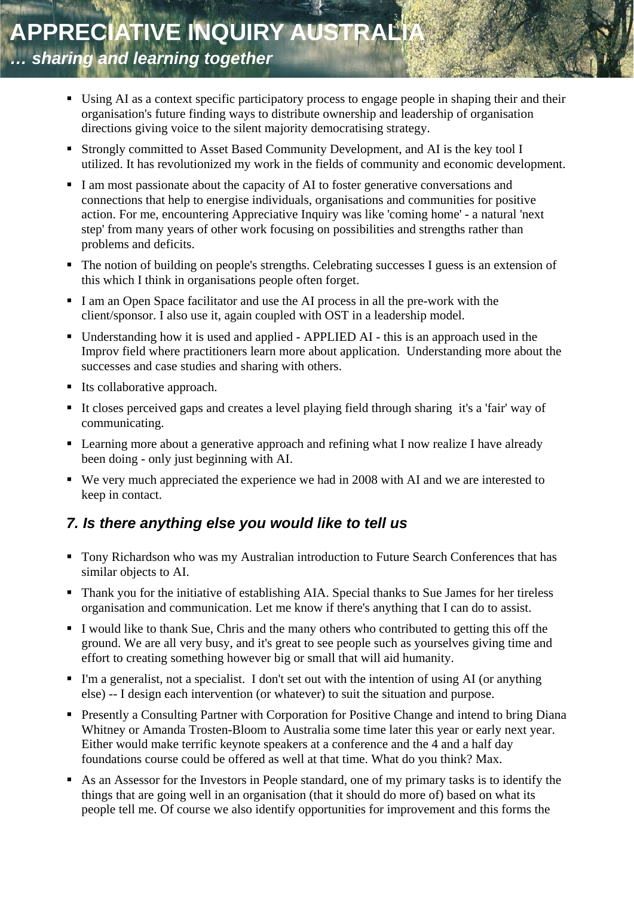- Using AI as a context specific participatory process to engage people in shaping their and their organisation's future finding ways to distribute ownership and leadership of organisation directions giving voice to the silent majority democratising strategy.
- Strongly committed to Asset Based Community Development, and AI is the key tool I utilized. It has revolutionized my work in the fields of community and economic development.
- I am most passionate about the capacity of AI to foster generative conversations and connections that help to energise individuals, organisations and communities for positive action. For me, encountering Appreciative Inquiry was like 'coming home' - a natural 'next step' from many years of other work focusing on possibilities and strengths rather than problems and deficits.
- The notion of building on people's strengths. Celebrating successes I guess is an extension of this which I think in organisations people often forget.
- I am an Open Space facilitator and use the AI process in all the pre-work with the client/sponsor. I also use it, again coupled with OST in a leadership model.
- Understanding how it is used and applied - APPLIED AI - this is an approach used in the Improv field where practitioners learn more about application. Understanding more about the successes and case studies and sharing with others.
- Its collaborative approach.
- It closes perceived gaps and creates a level playing field through sharing it's a 'fair' way of communicating.
- Learning more about a generative approach and refining what I now realize I have already been doing - only just beginning with AI.
- We very much appreciated the experience we had in 2008 with AI and we are interested to keep in contact.

### *7. Is there anything else you would like to tell us*

- Tony Richardson who was my Australian introduction to Future Search Conferences that has similar objects to AI.
- Thank you for the initiative of establishing AIA. Special thanks to Sue James for her tireless organisation and communication. Let me know if there's anything that I can do to assist.
- I would like to thank Sue, Chris and the many others who contributed to getting this off the ground. We are all very busy, and it's great to see people such as yourselves giving time and effort to creating something however big or small that will aid humanity.
- I'm a generalist, not a specialist. I don't set out with the intention of using AI (or anything else) -- I design each intervention (or whatever) to suit the situation and purpose.
- Presently a Consulting Partner with Corporation for Positive Change and intend to bring Diana Whitney or Amanda Trosten-Bloom to Australia some time later this year or early next year. Either would make terrific keynote speakers at a conference and the 4 and a half day foundations course could be offered as well at that time. What do you think? Max.
- As an Assessor for the Investors in People standard, one of my primary tasks is to identify the things that are going well in an organisation (that it should do more of) based on what its people tell me. Of course we also identify opportunities for improvement and this forms the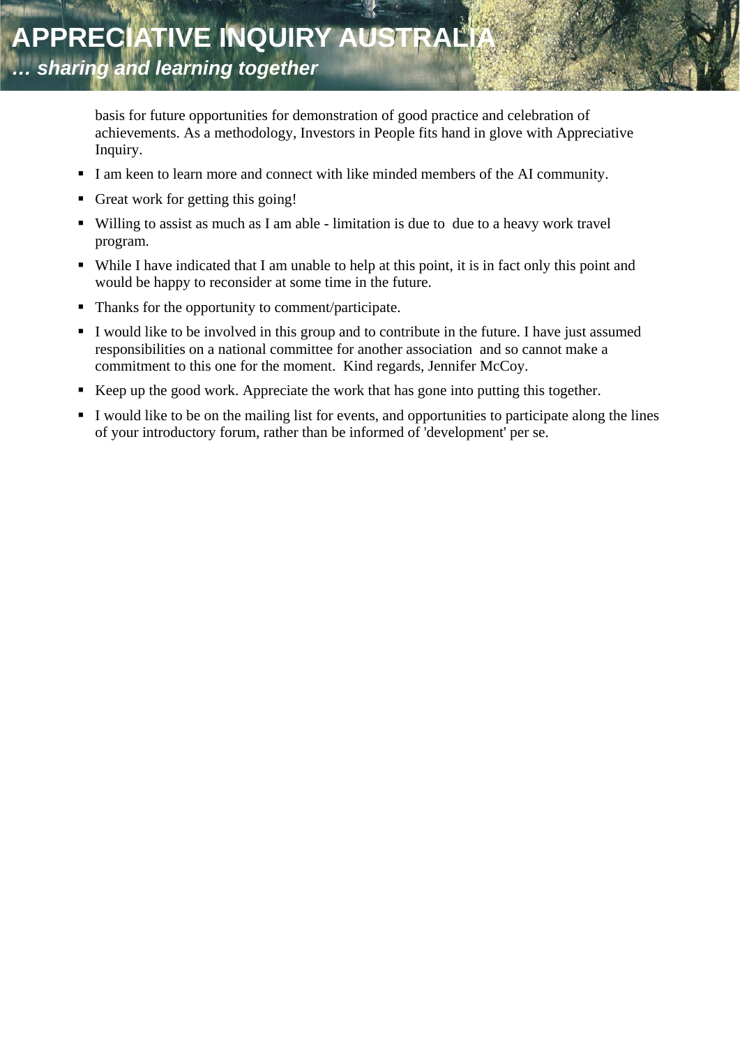basis for future opportunities for demonstration of good practice and celebration of achievements. As a methodology, Investors in People fits hand in glove with Appreciative Inquiry.

- I am keen to learn more and connect with like minded members of the AI community.
- Great work for getting this going!
- Willing to assist as much as I am able - limitation is due to due to a heavy work travel program.
- While I have indicated that I am unable to help at this point, it is in fact only this point and would be happy to reconsider at some time in the future.
- Thanks for the opportunity to comment/participate.
- I would like to be involved in this group and to contribute in the future. I have just assumed responsibilities on a national committee for another association and so cannot make a commitment to this one for the moment. Kind regards, Jennifer McCoy.
- Keep up the good work. Appreciate the work that has gone into putting this together.
- I would like to be on the mailing list for events, and opportunities to participate along the lines of your introductory forum, rather than be informed of 'development' per se.